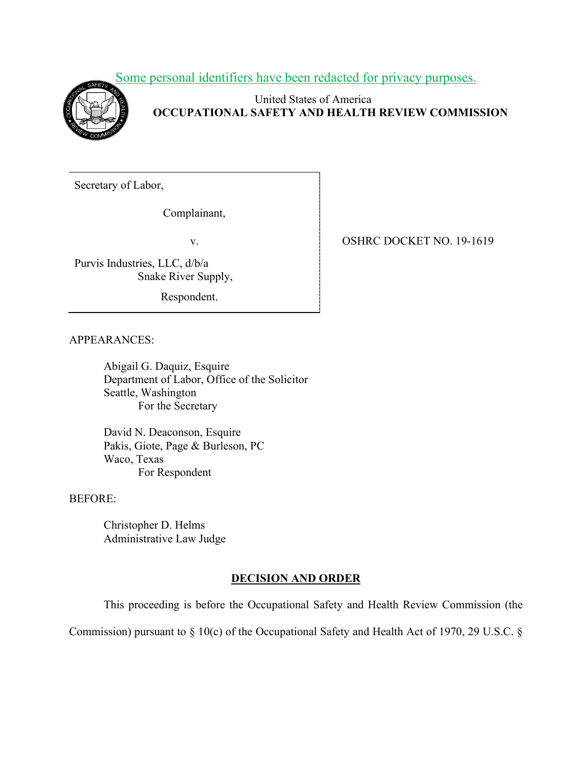Some personal identifiers have been redacted for privacy purposes.

United States of America
**OCCUPATIONAL SAFETY AND HEALTH REVIEW COMMISSION**

Secretary of Labor,

Complainant,

v.

Purvis Industries, LLC, d/b/a Snake River Supply,

Respondent.

OSHRC DOCKET NO. 19-1619

APPEARANCES:

Abigail G. Daquiz, Esquire
Department of Labor, Office of the Solicitor
Seattle, Washington
For the Secretary

David N. Deaconson, Esquire
Pakis, Giote, Page & Burleson, PC
Waco, Texas
For Respondent

BEFORE:

Christopher D. Helms
Administrative Law Judge

## DECISION AND ORDER

This proceeding is before the Occupational Safety and Health Review Commission (the Commission) pursuant to § 10(c) of the Occupational Safety and Health Act of 1970, 29 U.S.C. §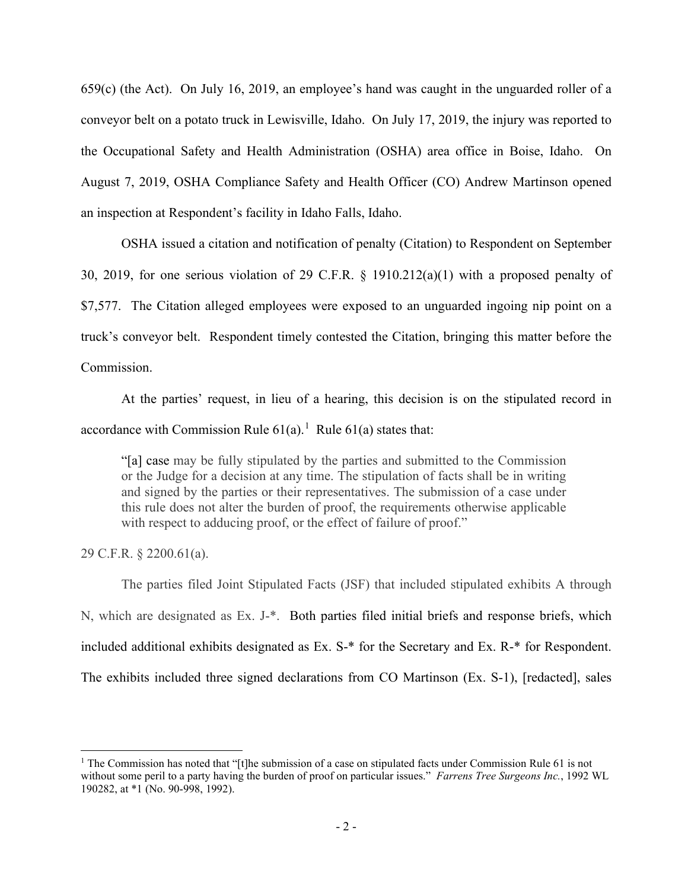659(c) (the Act). On July 16, 2019, an employee's hand was caught in the unguarded roller of a conveyor belt on a potato truck in Lewisville, Idaho. On July 17, 2019, the injury was reported to the Occupational Safety and Health Administration (OSHA) area office in Boise, Idaho. On August 7, 2019, OSHA Compliance Safety and Health Officer (CO) Andrew Martinson opened an inspection at Respondent's facility in Idaho Falls, Idaho.

OSHA issued a citation and notification of penalty (Citation) to Respondent on September 30, 2019, for one serious violation of 29 C.F.R. § 1910.212(a)(1) with a proposed penalty of $7,577. The Citation alleged employees were exposed to an unguarded ingoing nip point on a truck's conveyor belt. Respondent timely contested the Citation, bringing this matter before the Commission.

At the parties' request, in lieu of a hearing, this decision is on the stipulated record in accordance with Commission Rule 61(a).[1] Rule 61(a) states that:

> "[a] case may be fully stipulated by the parties and submitted to the Commission or the Judge for a decision at any time. The stipulation of facts shall be in writing and signed by the parties or their representatives. The submission of a case under this rule does not alter the burden of proof, the requirements otherwise applicable with respect to adducing proof, or the effect of failure of proof."

29 C.F.R. § 2200.61(a).

The parties filed Joint Stipulated Facts (JSF) that included stipulated exhibits A through N, which are designated as Ex. J-*. Both parties filed initial briefs and response briefs, which included additional exhibits designated as Ex. S-* for the Secretary and Ex. R-* for Respondent. The exhibits included three signed declarations from CO Martinson (Ex. S-1), [redacted], sales

[1] The Commission has noted that "[t]he submission of a case on stipulated facts under Commission Rule 61 is not without some peril to a party having the burden of proof on particular issues." *Farrens Tree Surgeons Inc.*, 1992 WL 190282, at *1 (No. 90-998, 1992).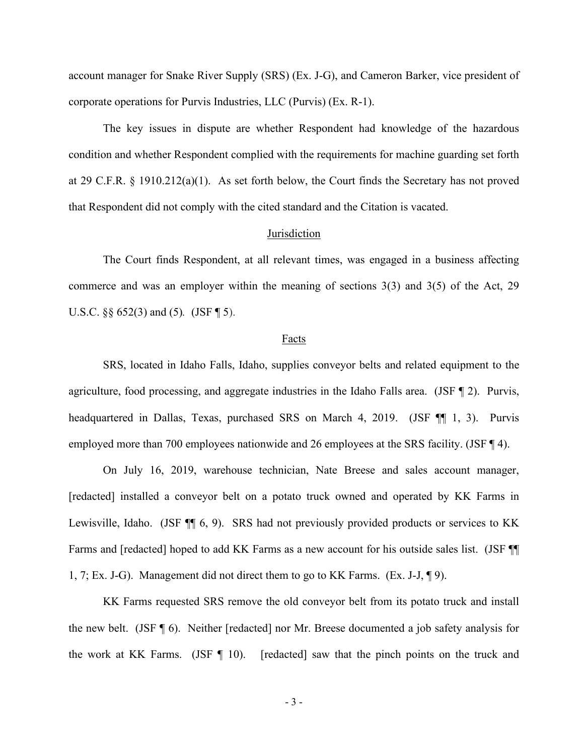account manager for Snake River Supply (SRS) (Ex. J-G), and Cameron Barker, vice president of corporate operations for Purvis Industries, LLC (Purvis) (Ex. R-1).

The key issues in dispute are whether Respondent had knowledge of the hazardous condition and whether Respondent complied with the requirements for machine guarding set forth at 29 C.F.R. § 1910.212(a)(1). As set forth below, the Court finds the Secretary has not proved that Respondent did not comply with the cited standard and the Citation is vacated.

## Jurisdiction

The Court finds Respondent, at all relevant times, was engaged in a business affecting commerce and was an employer within the meaning of sections 3(3) and 3(5) of the Act, 29 U.S.C. §§ 652(3) and (5). (JSF ¶ 5).

## Facts

SRS, located in Idaho Falls, Idaho, supplies conveyor belts and related equipment to the agriculture, food processing, and aggregate industries in the Idaho Falls area. (JSF ¶ 2). Purvis, headquartered in Dallas, Texas, purchased SRS on March 4, 2019. (JSF ¶¶ 1, 3). Purvis employed more than 700 employees nationwide and 26 employees at the SRS facility. (JSF ¶ 4).

On July 16, 2019, warehouse technician, Nate Breese and sales account manager, [redacted] installed a conveyor belt on a potato truck owned and operated by KK Farms in Lewisville, Idaho. (JSF ¶¶ 6, 9). SRS had not previously provided products or services to KK Farms and [redacted] hoped to add KK Farms as a new account for his outside sales list. (JSF ¶¶ 1, 7; Ex. J-G). Management did not direct them to go to KK Farms. (Ex. J-J, ¶ 9).

KK Farms requested SRS remove the old conveyor belt from its potato truck and install the new belt. (JSF ¶ 6). Neither [redacted] nor Mr. Breese documented a job safety analysis for the work at KK Farms. (JSF ¶ 10). [redacted] saw that the pinch points on the truck and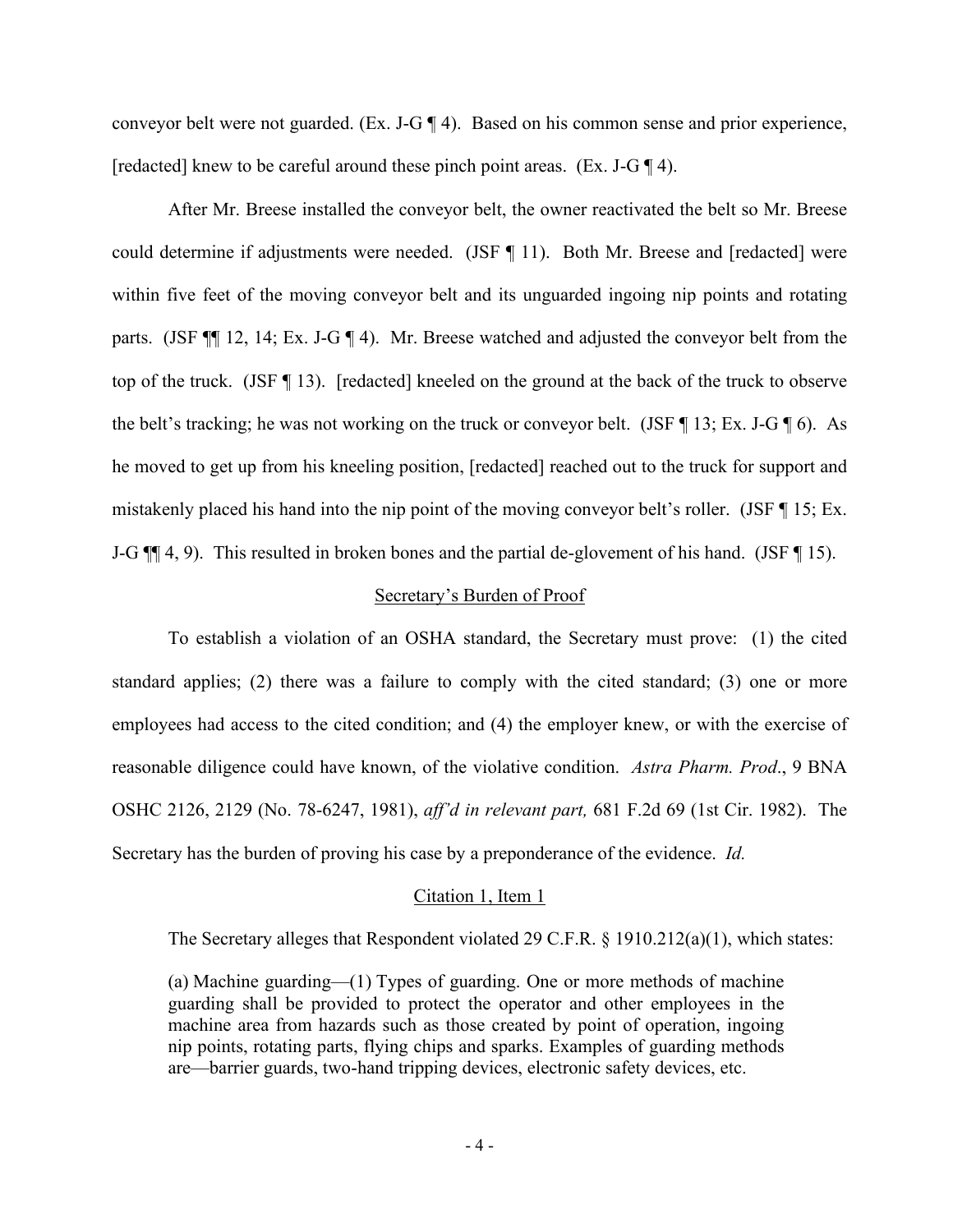conveyor belt were not guarded. (Ex. J-G ¶ 4). Based on his common sense and prior experience, [redacted] knew to be careful around these pinch point areas. (Ex. J-G ¶ 4).

After Mr. Breese installed the conveyor belt, the owner reactivated the belt so Mr. Breese could determine if adjustments were needed. (JSF ¶ 11). Both Mr. Breese and [redacted] were within five feet of the moving conveyor belt and its unguarded ingoing nip points and rotating parts. (JSF ¶¶ 12, 14; Ex. J-G ¶ 4). Mr. Breese watched and adjusted the conveyor belt from the top of the truck. (JSF ¶ 13). [redacted] kneeled on the ground at the back of the truck to observe the belt's tracking; he was not working on the truck or conveyor belt. (JSF ¶ 13; Ex. J-G ¶ 6). As he moved to get up from his kneeling position, [redacted] reached out to the truck for support and mistakenly placed his hand into the nip point of the moving conveyor belt's roller. (JSF ¶ 15; Ex. J-G ¶¶ 4, 9). This resulted in broken bones and the partial de-glovement of his hand. (JSF ¶ 15).

## Secretary's Burden of Proof

To establish a violation of an OSHA standard, the Secretary must prove: (1) the cited standard applies; (2) there was a failure to comply with the cited standard; (3) one or more employees had access to the cited condition; and (4) the employer knew, or with the exercise of reasonable diligence could have known, of the violative condition. *Astra Pharm. Prod*., 9 BNA OSHC 2126, 2129 (No. 78-6247, 1981), *aff'd in relevant part,* 681 F.2d 69 (1st Cir. 1982). The Secretary has the burden of proving his case by a preponderance of the evidence. *Id.*

## Citation 1, Item 1

The Secretary alleges that Respondent violated 29 C.F.R. § 1910.212(a)(1), which states:

> (a) Machine guarding—(1) Types of guarding. One or more methods of machine guarding shall be provided to protect the operator and other employees in the machine area from hazards such as those created by point of operation, ingoing nip points, rotating parts, flying chips and sparks. Examples of guarding methods are—barrier guards, two-hand tripping devices, electronic safety devices, etc.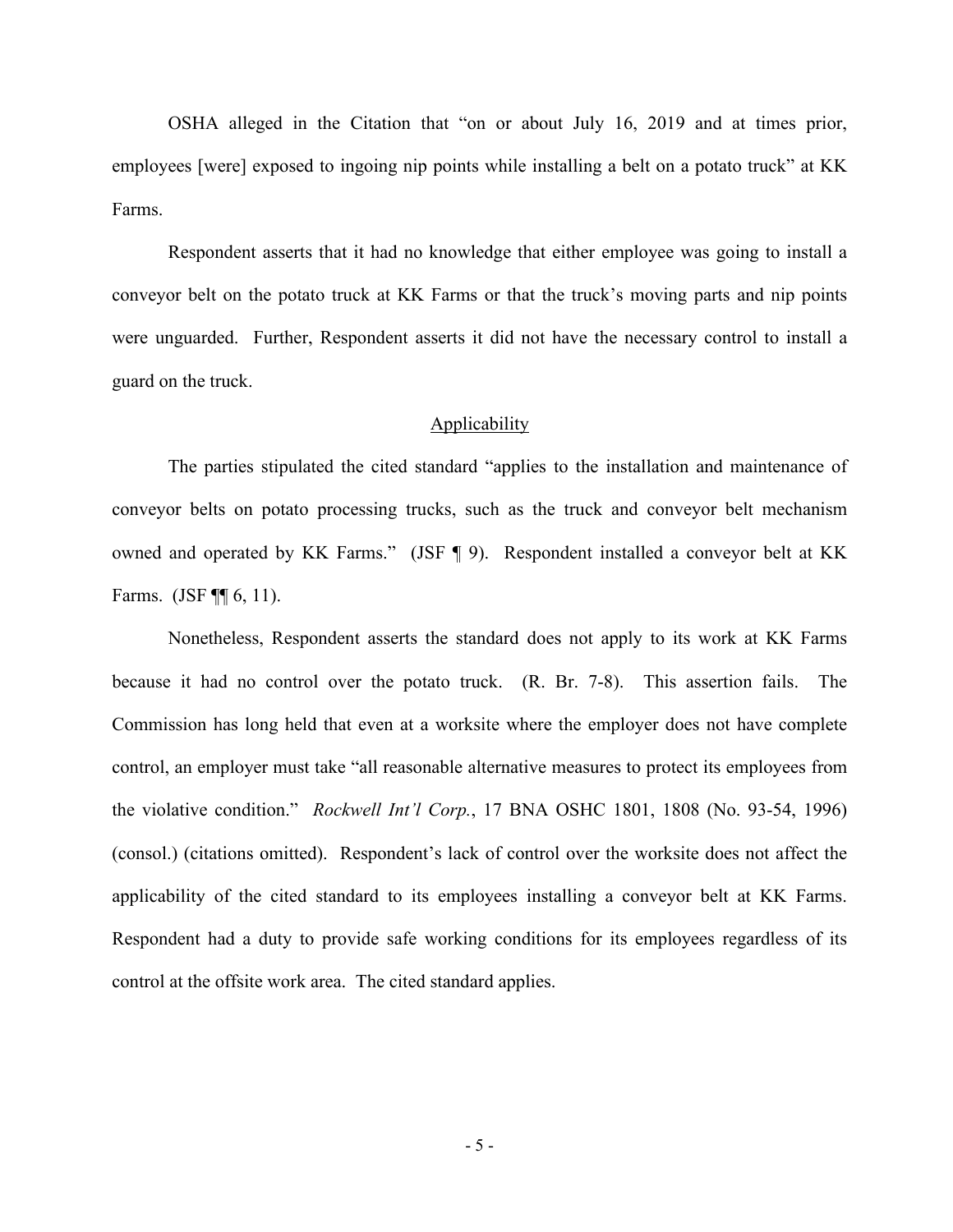OSHA alleged in the Citation that "on or about July 16, 2019 and at times prior, employees [were] exposed to ingoing nip points while installing a belt on a potato truck" at KK Farms.

Respondent asserts that it had no knowledge that either employee was going to install a conveyor belt on the potato truck at KK Farms or that the truck's moving parts and nip points were unguarded. Further, Respondent asserts it did not have the necessary control to install a guard on the truck.

## Applicability

The parties stipulated the cited standard "applies to the installation and maintenance of conveyor belts on potato processing trucks, such as the truck and conveyor belt mechanism owned and operated by KK Farms." (JSF ¶ 9). Respondent installed a conveyor belt at KK Farms. (JSF ¶¶ 6, 11).

Nonetheless, Respondent asserts the standard does not apply to its work at KK Farms because it had no control over the potato truck. (R. Br. 7-8). This assertion fails. The Commission has long held that even at a worksite where the employer does not have complete control, an employer must take "all reasonable alternative measures to protect its employees from the violative condition." *Rockwell Int'l Corp.*, 17 BNA OSHC 1801, 1808 (No. 93-54, 1996) (consol.) (citations omitted). Respondent's lack of control over the worksite does not affect the applicability of the cited standard to its employees installing a conveyor belt at KK Farms. Respondent had a duty to provide safe working conditions for its employees regardless of its control at the offsite work area. The cited standard applies.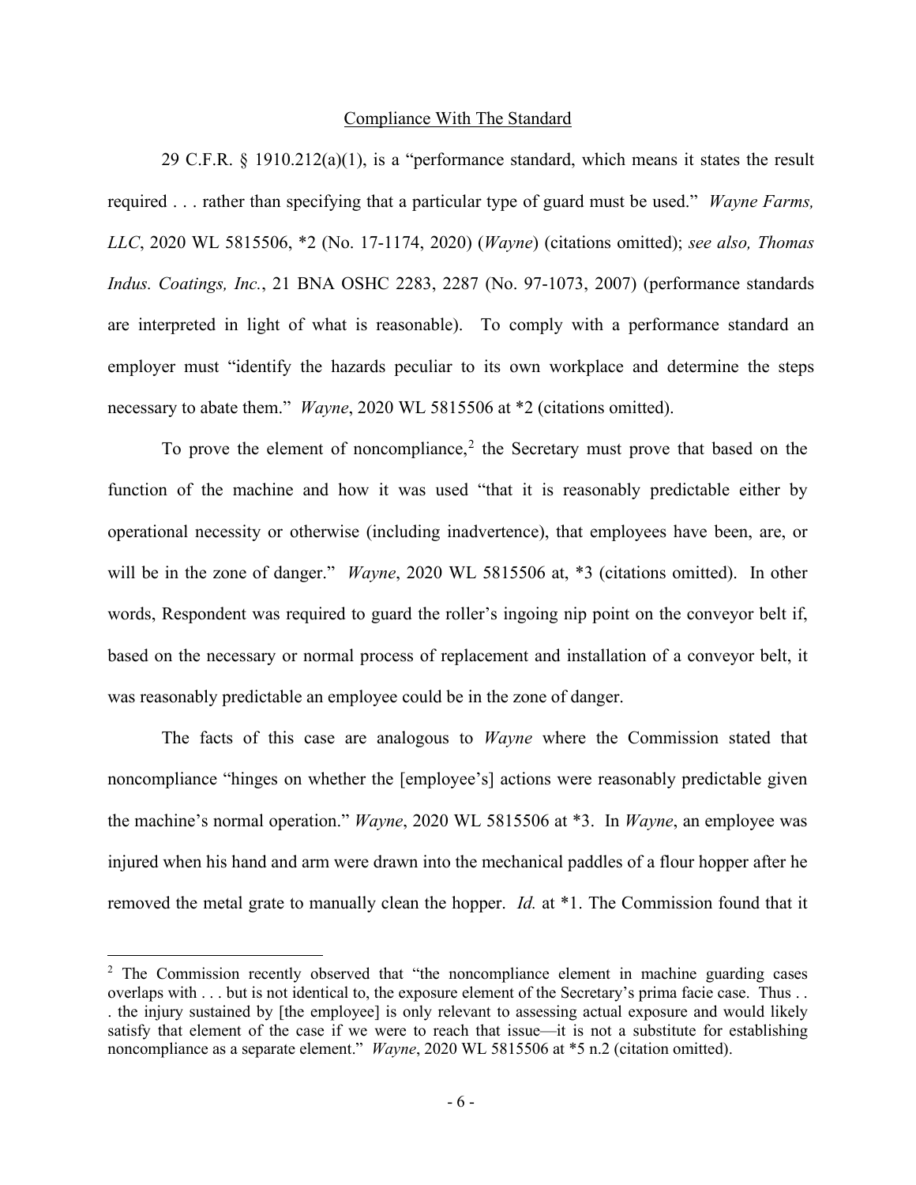Compliance With The Standard

29 C.F.R. § 1910.212(a)(1), is a "performance standard, which means it states the result required . . . rather than specifying that a particular type of guard must be used." *Wayne Farms, LLC*, 2020 WL 5815506, *2 (No. 17-1174, 2020) (*Wayne*) (citations omitted); *see also, Thomas Indus. Coatings, Inc.*, 21 BNA OSHC 2283, 2287 (No. 97-1073, 2007) (performance standards are interpreted in light of what is reasonable). To comply with a performance standard an employer must "identify the hazards peculiar to its own workplace and determine the steps necessary to abate them." *Wayne*, 2020 WL 5815506 at *2 (citations omitted).

To prove the element of noncompliance,[2] the Secretary must prove that based on the function of the machine and how it was used "that it is reasonably predictable either by operational necessity or otherwise (including inadvertence), that employees have been, are, or will be in the zone of danger." *Wayne*, 2020 WL 5815506 at, *3 (citations omitted). In other words, Respondent was required to guard the roller's ingoing nip point on the conveyor belt if, based on the necessary or normal process of replacement and installation of a conveyor belt, it was reasonably predictable an employee could be in the zone of danger.

The facts of this case are analogous to *Wayne* where the Commission stated that noncompliance "hinges on whether the [employee's] actions were reasonably predictable given the machine's normal operation." *Wayne*, 2020 WL 5815506 at *3. In *Wayne*, an employee was injured when his hand and arm were drawn into the mechanical paddles of a flour hopper after he removed the metal grate to manually clean the hopper. *Id.* at *1. The Commission found that it

---

[2] The Commission recently observed that "the noncompliance element in machine guarding cases overlaps with . . . but is not identical to, the exposure element of the Secretary's prima facie case. Thus . . . the injury sustained by [the employee] is only relevant to assessing actual exposure and would likely satisfy that element of the case if we were to reach that issue—it is not a substitute for establishing noncompliance as a separate element." *Wayne*, 2020 WL 5815506 at *5 n.2 (citation omitted).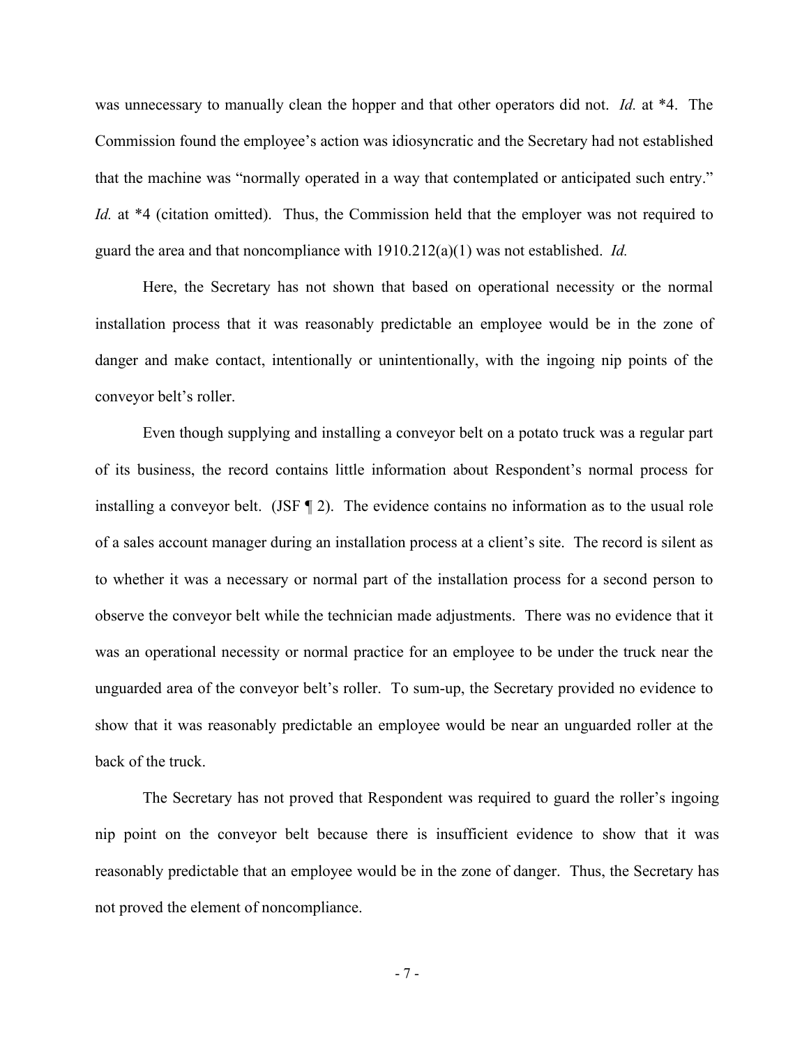was unnecessary to manually clean the hopper and that other operators did not. *Id.* at *4. The Commission found the employee's action was idiosyncratic and the Secretary had not established that the machine was "normally operated in a way that contemplated or anticipated such entry." *Id.* at *4 (citation omitted). Thus, the Commission held that the employer was not required to guard the area and that noncompliance with 1910.212(a)(1) was not established. *Id.*

Here, the Secretary has not shown that based on operational necessity or the normal installation process that it was reasonably predictable an employee would be in the zone of danger and make contact, intentionally or unintentionally, with the ingoing nip points of the conveyor belt's roller.

Even though supplying and installing a conveyor belt on a potato truck was a regular part of its business, the record contains little information about Respondent's normal process for installing a conveyor belt. (JSF ¶ 2). The evidence contains no information as to the usual role of a sales account manager during an installation process at a client's site. The record is silent as to whether it was a necessary or normal part of the installation process for a second person to observe the conveyor belt while the technician made adjustments. There was no evidence that it was an operational necessity or normal practice for an employee to be under the truck near the unguarded area of the conveyor belt's roller. To sum-up, the Secretary provided no evidence to show that it was reasonably predictable an employee would be near an unguarded roller at the back of the truck.

The Secretary has not proved that Respondent was required to guard the roller's ingoing nip point on the conveyor belt because there is insufficient evidence to show that it was reasonably predictable that an employee would be in the zone of danger. Thus, the Secretary has not proved the element of noncompliance.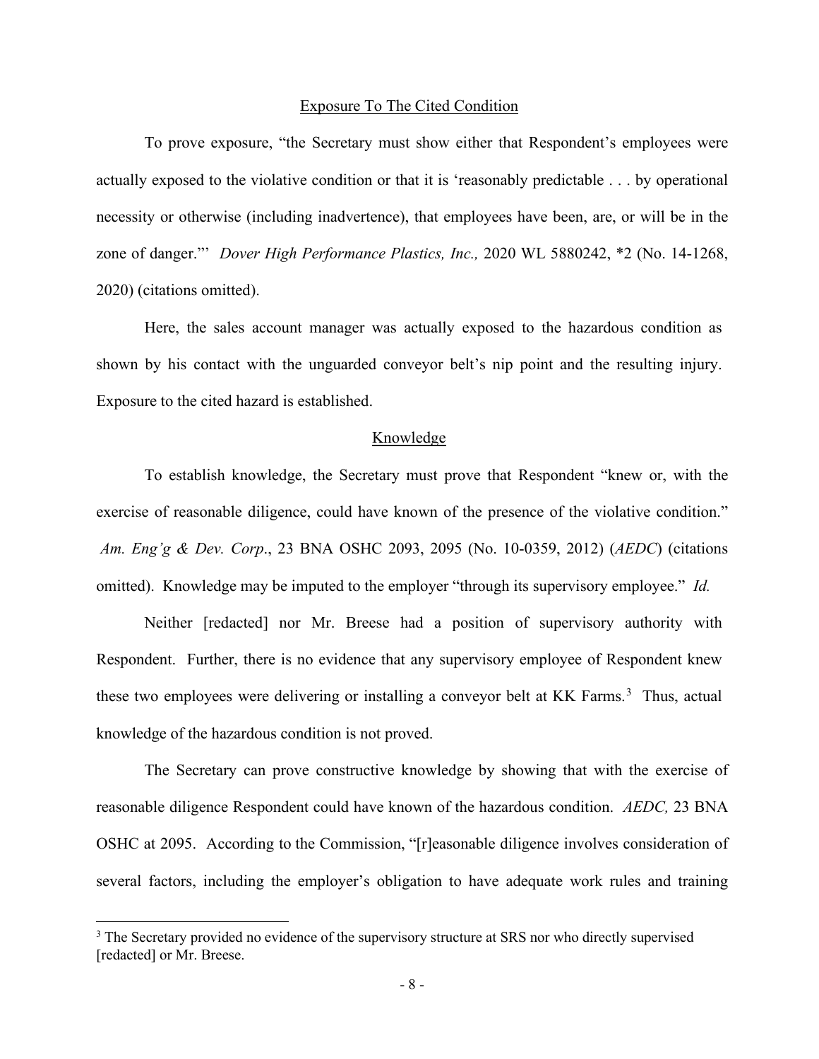## Exposure To The Cited Condition

To prove exposure, "the Secretary must show either that Respondent's employees were actually exposed to the violative condition or that it is 'reasonably predictable . . . by operational necessity or otherwise (including inadvertence), that employees have been, are, or will be in the zone of danger."' *Dover High Performance Plastics, Inc.,* 2020 WL 5880242, *2 (No. 14-1268, 2020) (citations omitted).

Here, the sales account manager was actually exposed to the hazardous condition as shown by his contact with the unguarded conveyor belt's nip point and the resulting injury. Exposure to the cited hazard is established.

## Knowledge

To establish knowledge, the Secretary must prove that Respondent "knew or, with the exercise of reasonable diligence, could have known of the presence of the violative condition." *Am. Eng'g & Dev. Corp*., 23 BNA OSHC 2093, 2095 (No. 10-0359, 2012) (*AEDC*) (citations omitted). Knowledge may be imputed to the employer "through its supervisory employee." *Id.*

Neither [redacted] nor Mr. Breese had a position of supervisory authority with Respondent. Further, there is no evidence that any supervisory employee of Respondent knew these two employees were delivering or installing a conveyor belt at KK Farms.[3] Thus, actual knowledge of the hazardous condition is not proved.

The Secretary can prove constructive knowledge by showing that with the exercise of reasonable diligence Respondent could have known of the hazardous condition. *AEDC,* 23 BNA OSHC at 2095. According to the Commission, "[r]easonable diligence involves consideration of several factors, including the employer's obligation to have adequate work rules and training

[3] The Secretary provided no evidence of the supervisory structure at SRS nor who directly supervised [redacted] or Mr. Breese.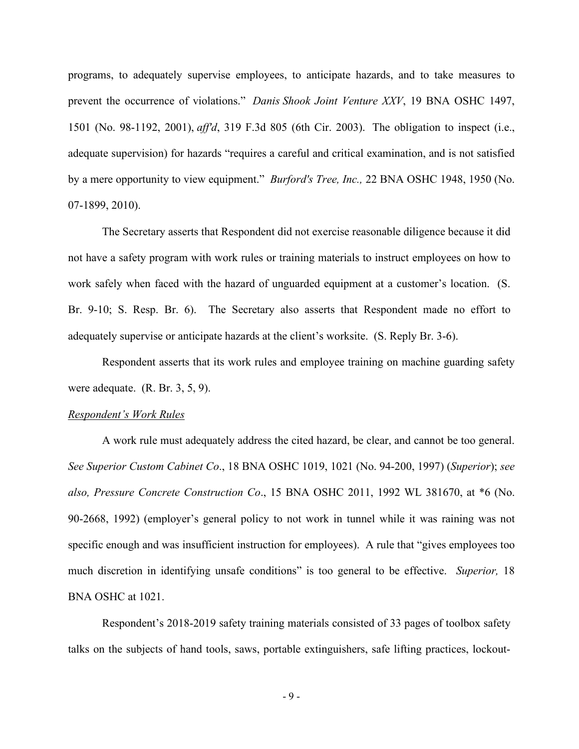programs, to adequately supervise employees, to anticipate hazards, and to take measures to prevent the occurrence of violations." *Danis Shook Joint Venture XXV*, 19 BNA OSHC 1497, 1501 (No. 98-1192, 2001), *aff'd*, 319 F.3d 805 (6th Cir. 2003). The obligation to inspect (i.e., adequate supervision) for hazards "requires a careful and critical examination, and is not satisfied by a mere opportunity to view equipment." *Burford's Tree, Inc.,* 22 BNA OSHC 1948, 1950 (No. 07-1899, 2010).

The Secretary asserts that Respondent did not exercise reasonable diligence because it did not have a safety program with work rules or training materials to instruct employees on how to work safely when faced with the hazard of unguarded equipment at a customer's location. (S. Br. 9-10; S. Resp. Br. 6). The Secretary also asserts that Respondent made no effort to adequately supervise or anticipate hazards at the client's worksite. (S. Reply Br. 3-6).

Respondent asserts that its work rules and employee training on machine guarding safety were adequate. (R. Br. 3, 5, 9).

*Respondent's Work Rules*

A work rule must adequately address the cited hazard, be clear, and cannot be too general. *See Superior Custom Cabinet Co*., 18 BNA OSHC 1019, 1021 (No. 94-200, 1997) (*Superior*); *see also, Pressure Concrete Construction Co*., 15 BNA OSHC 2011, 1992 WL 381670, at *6 (No. 90-2668, 1992) (employer's general policy to not work in tunnel while it was raining was not specific enough and was insufficient instruction for employees). A rule that "gives employees too much discretion in identifying unsafe conditions" is too general to be effective. *Superior,* 18 BNA OSHC at 1021.

Respondent's 2018-2019 safety training materials consisted of 33 pages of toolbox safety talks on the subjects of hand tools, saws, portable extinguishers, safe lifting practices, lockout-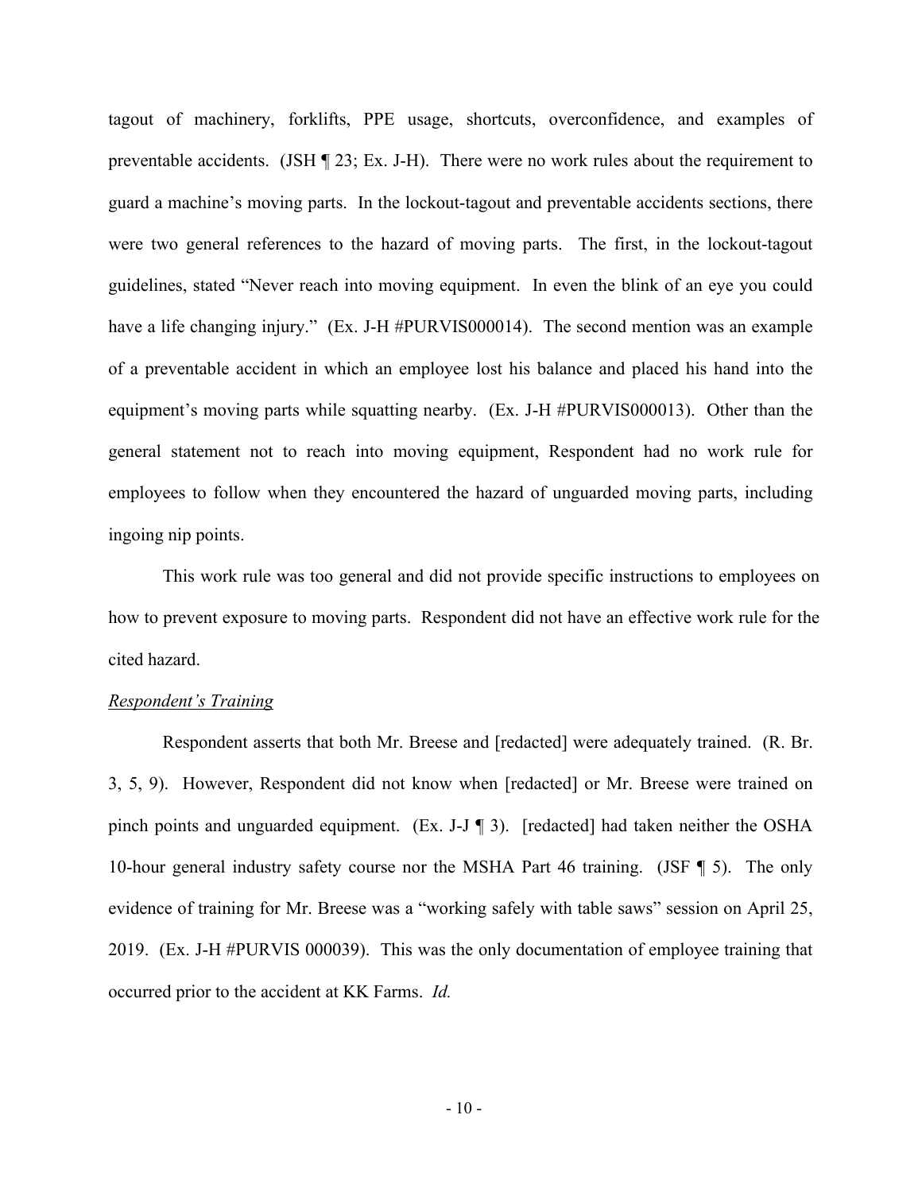tagout of machinery, forklifts, PPE usage, shortcuts, overconfidence, and examples of preventable accidents. (JSH ¶ 23; Ex. J-H). There were no work rules about the requirement to guard a machine's moving parts. In the lockout-tagout and preventable accidents sections, there were two general references to the hazard of moving parts. The first, in the lockout-tagout guidelines, stated "Never reach into moving equipment. In even the blink of an eye you could have a life changing injury." (Ex. J-H #PURVIS000014). The second mention was an example of a preventable accident in which an employee lost his balance and placed his hand into the equipment's moving parts while squatting nearby. (Ex. J-H #PURVIS000013). Other than the general statement not to reach into moving equipment, Respondent had no work rule for employees to follow when they encountered the hazard of unguarded moving parts, including ingoing nip points.

This work rule was too general and did not provide specific instructions to employees on how to prevent exposure to moving parts. Respondent did not have an effective work rule for the cited hazard.

*Respondent's Training*

Respondent asserts that both Mr. Breese and [redacted] were adequately trained. (R. Br. 3, 5, 9). However, Respondent did not know when [redacted] or Mr. Breese were trained on pinch points and unguarded equipment. (Ex. J-J ¶ 3). [redacted] had taken neither the OSHA 10-hour general industry safety course nor the MSHA Part 46 training. (JSF ¶ 5). The only evidence of training for Mr. Breese was a "working safely with table saws" session on April 25, 2019. (Ex. J-H #PURVIS 000039). This was the only documentation of employee training that occurred prior to the accident at KK Farms. *Id.*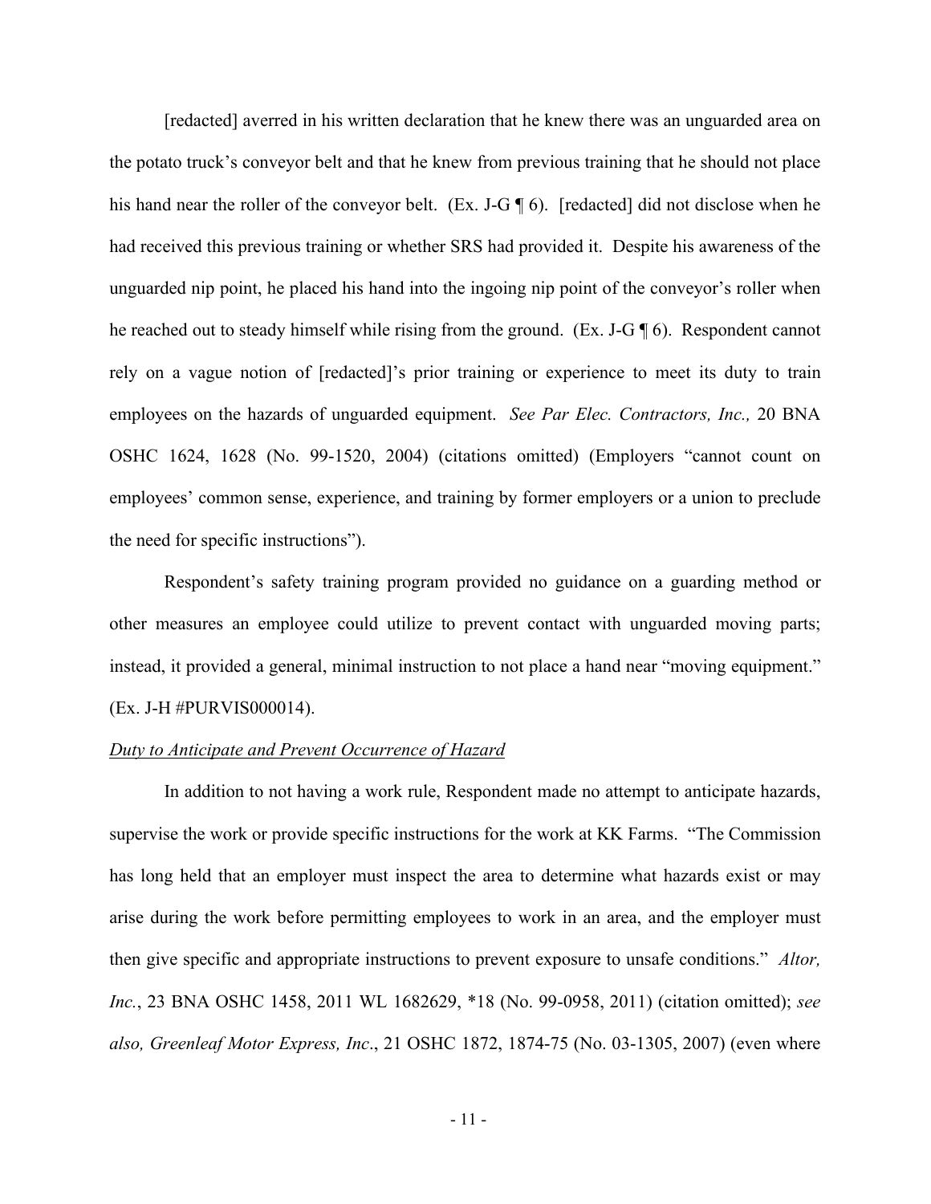[redacted] averred in his written declaration that he knew there was an unguarded area on the potato truck's conveyor belt and that he knew from previous training that he should not place his hand near the roller of the conveyor belt. (Ex. J-G ¶ 6). [redacted] did not disclose when he had received this previous training or whether SRS had provided it. Despite his awareness of the unguarded nip point, he placed his hand into the ingoing nip point of the conveyor's roller when he reached out to steady himself while rising from the ground. (Ex. J-G ¶ 6). Respondent cannot rely on a vague notion of [redacted]'s prior training or experience to meet its duty to train employees on the hazards of unguarded equipment. *See Par Elec. Contractors, Inc.,* 20 BNA OSHC 1624, 1628 (No. 99-1520, 2004) (citations omitted) (Employers "cannot count on employees' common sense, experience, and training by former employers or a union to preclude the need for specific instructions").

Respondent's safety training program provided no guidance on a guarding method or other measures an employee could utilize to prevent contact with unguarded moving parts; instead, it provided a general, minimal instruction to not place a hand near "moving equipment." (Ex. J-H #PURVIS000014).

<u>*Duty to Anticipate and Prevent Occurrence of Hazard*</u>

In addition to not having a work rule, Respondent made no attempt to anticipate hazards, supervise the work or provide specific instructions for the work at KK Farms. "The Commission has long held that an employer must inspect the area to determine what hazards exist or may arise during the work before permitting employees to work in an area, and the employer must then give specific and appropriate instructions to prevent exposure to unsafe conditions." *Altor, Inc.*, 23 BNA OSHC 1458, 2011 WL 1682629, *18 (No. 99-0958, 2011) (citation omitted); *see also, Greenleaf Motor Express, Inc*., 21 OSHC 1872, 1874-75 (No. 03-1305, 2007) (even where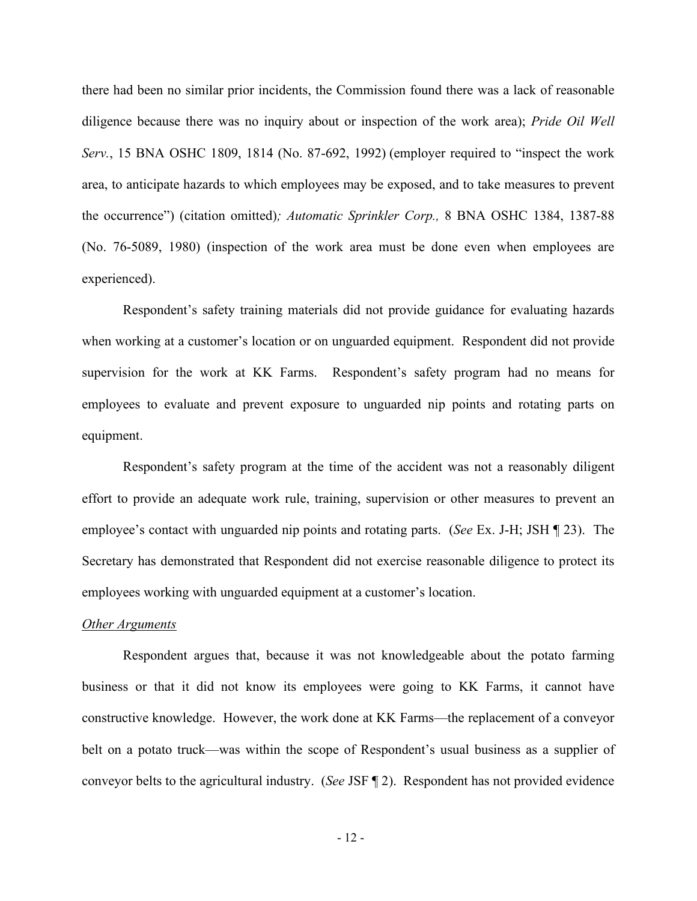there had been no similar prior incidents, the Commission found there was a lack of reasonable diligence because there was no inquiry about or inspection of the work area); *Pride Oil Well Serv.*, 15 BNA OSHC 1809, 1814 (No. 87-692, 1992) (employer required to "inspect the work area, to anticipate hazards to which employees may be exposed, and to take measures to prevent the occurrence") (citation omitted)*; Automatic Sprinkler Corp.,* 8 BNA OSHC 1384, 1387-88 (No. 76-5089, 1980) (inspection of the work area must be done even when employees are experienced).

Respondent's safety training materials did not provide guidance for evaluating hazards when working at a customer's location or on unguarded equipment. Respondent did not provide supervision for the work at KK Farms. Respondent's safety program had no means for employees to evaluate and prevent exposure to unguarded nip points and rotating parts on equipment.

Respondent's safety program at the time of the accident was not a reasonably diligent effort to provide an adequate work rule, training, supervision or other measures to prevent an employee's contact with unguarded nip points and rotating parts. (*See* Ex. J-H; JSH ¶ 23). The Secretary has demonstrated that Respondent did not exercise reasonable diligence to protect its employees working with unguarded equipment at a customer's location.

*<u>Other Arguments</u>*

Respondent argues that, because it was not knowledgeable about the potato farming business or that it did not know its employees were going to KK Farms, it cannot have constructive knowledge. However, the work done at KK Farms—the replacement of a conveyor belt on a potato truck—was within the scope of Respondent's usual business as a supplier of conveyor belts to the agricultural industry. (*See* JSF ¶ 2). Respondent has not provided evidence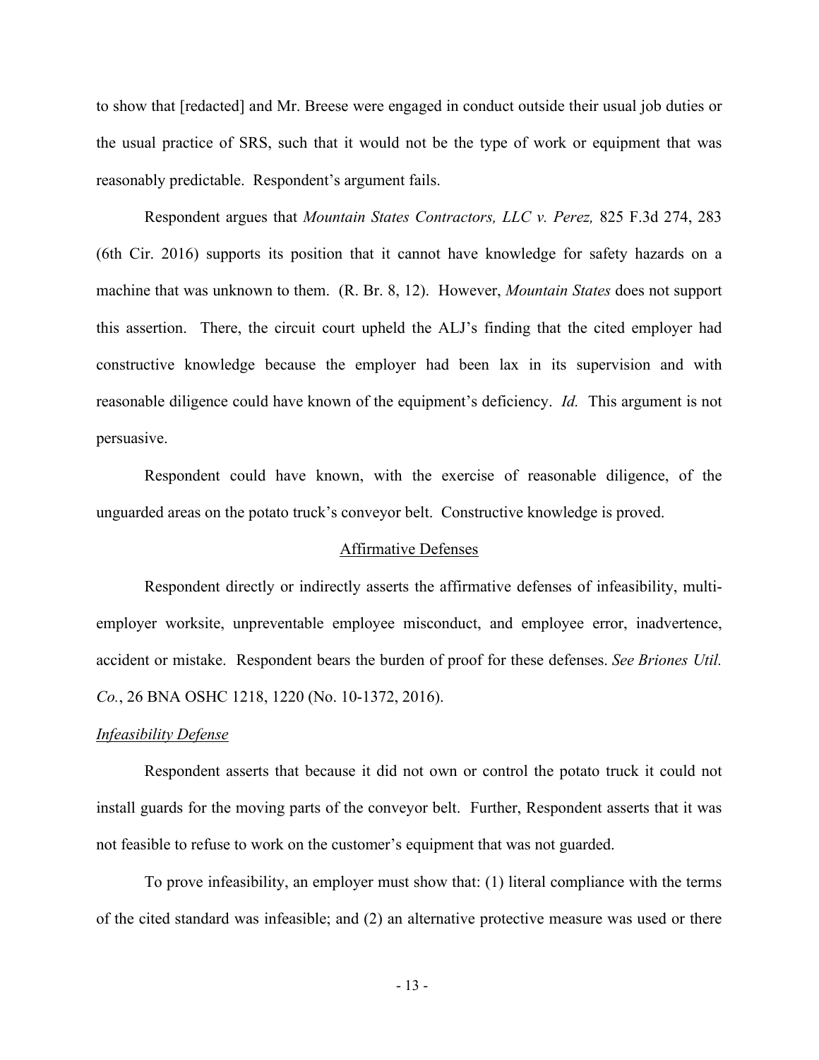to show that [redacted] and Mr. Breese were engaged in conduct outside their usual job duties or the usual practice of SRS, such that it would not be the type of work or equipment that was reasonably predictable. Respondent's argument fails.

Respondent argues that *Mountain States Contractors, LLC v. Perez,* 825 F.3d 274, 283 (6th Cir. 2016) supports its position that it cannot have knowledge for safety hazards on a machine that was unknown to them. (R. Br. 8, 12). However, *Mountain States* does not support this assertion. There, the circuit court upheld the ALJ's finding that the cited employer had constructive knowledge because the employer had been lax in its supervision and with reasonable diligence could have known of the equipment's deficiency. *Id.* This argument is not persuasive.

Respondent could have known, with the exercise of reasonable diligence, of the unguarded areas on the potato truck's conveyor belt. Constructive knowledge is proved.

## Affirmative Defenses

Respondent directly or indirectly asserts the affirmative defenses of infeasibility, multi-employer worksite, unpreventable employee misconduct, and employee error, inadvertence, accident or mistake. Respondent bears the burden of proof for these defenses. *See Briones Util. Co.*, 26 BNA OSHC 1218, 1220 (No. 10-1372, 2016).

### *Infeasibility Defense*

Respondent asserts that because it did not own or control the potato truck it could not install guards for the moving parts of the conveyor belt. Further, Respondent asserts that it was not feasible to refuse to work on the customer's equipment that was not guarded.

To prove infeasibility, an employer must show that: (1) literal compliance with the terms of the cited standard was infeasible; and (2) an alternative protective measure was used or there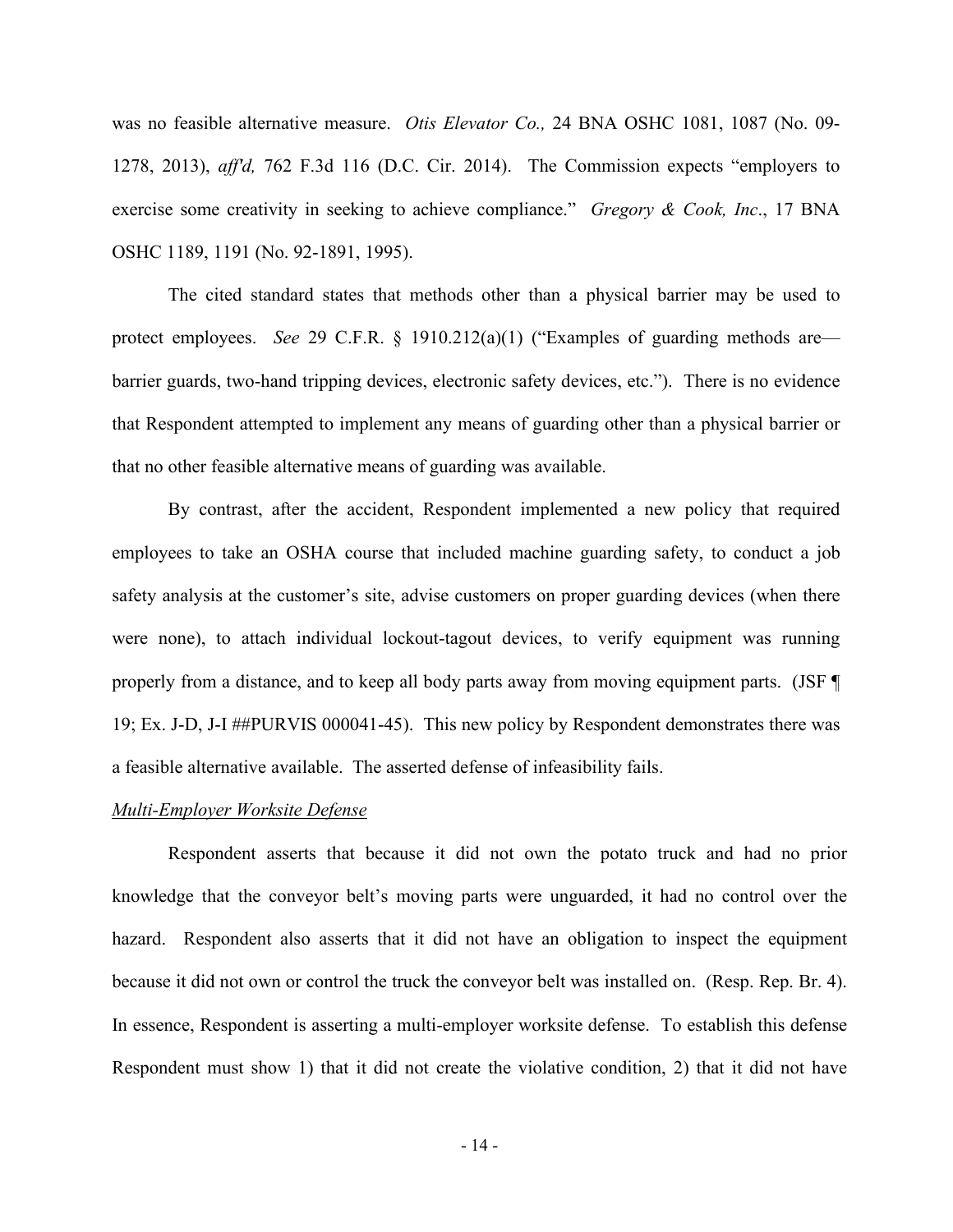was no feasible alternative measure. *Otis Elevator Co.,* 24 BNA OSHC 1081, 1087 (No. 09-1278, 2013), *aff'd,* 762 F.3d 116 (D.C. Cir. 2014). The Commission expects "employers to exercise some creativity in seeking to achieve compliance." *Gregory & Cook, Inc*., 17 BNA OSHC 1189, 1191 (No. 92-1891, 1995).

The cited standard states that methods other than a physical barrier may be used to protect employees. *See* 29 C.F.R. § 1910.212(a)(1) ("Examples of guarding methods are—barrier guards, two-hand tripping devices, electronic safety devices, etc."). There is no evidence that Respondent attempted to implement any means of guarding other than a physical barrier or that no other feasible alternative means of guarding was available.

By contrast, after the accident, Respondent implemented a new policy that required employees to take an OSHA course that included machine guarding safety, to conduct a job safety analysis at the customer's site, advise customers on proper guarding devices (when there were none), to attach individual lockout-tagout devices, to verify equipment was running properly from a distance, and to keep all body parts away from moving equipment parts. (JSF ¶ 19; Ex. J-D, J-I ##PURVIS 000041-45). This new policy by Respondent demonstrates there was a feasible alternative available. The asserted defense of infeasibility fails.

<u>*Multi-Employer Worksite Defense*</u>

Respondent asserts that because it did not own the potato truck and had no prior knowledge that the conveyor belt's moving parts were unguarded, it had no control over the hazard. Respondent also asserts that it did not have an obligation to inspect the equipment because it did not own or control the truck the conveyor belt was installed on. (Resp. Rep. Br. 4). In essence, Respondent is asserting a multi-employer worksite defense. To establish this defense Respondent must show 1) that it did not create the violative condition, 2) that it did not have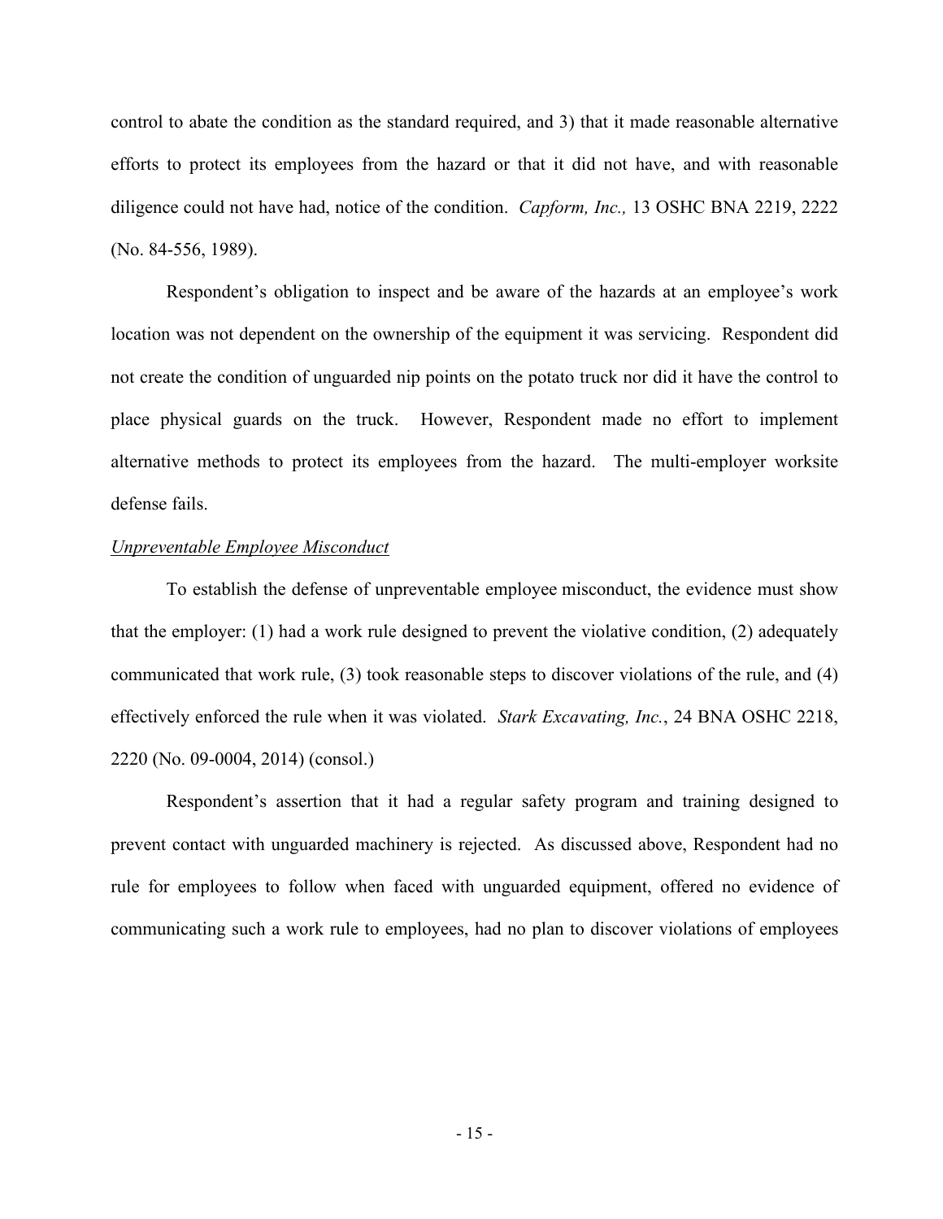control to abate the condition as the standard required, and 3) that it made reasonable alternative efforts to protect its employees from the hazard or that it did not have, and with reasonable diligence could not have had, notice of the condition. *Capform, Inc.,* 13 OSHC BNA 2219, 2222 (No. 84-556, 1989).

Respondent's obligation to inspect and be aware of the hazards at an employee's work location was not dependent on the ownership of the equipment it was servicing. Respondent did not create the condition of unguarded nip points on the potato truck nor did it have the control to place physical guards on the truck. However, Respondent made no effort to implement alternative methods to protect its employees from the hazard. The multi-employer worksite defense fails.

*Unpreventable Employee Misconduct*

To establish the defense of unpreventable employee misconduct, the evidence must show that the employer: (1) had a work rule designed to prevent the violative condition, (2) adequately communicated that work rule, (3) took reasonable steps to discover violations of the rule, and (4) effectively enforced the rule when it was violated. *Stark Excavating, Inc.*, 24 BNA OSHC 2218, 2220 (No. 09-0004, 2014) (consol.)

Respondent's assertion that it had a regular safety program and training designed to prevent contact with unguarded machinery is rejected. As discussed above, Respondent had no rule for employees to follow when faced with unguarded equipment, offered no evidence of communicating such a work rule to employees, had no plan to discover violations of employees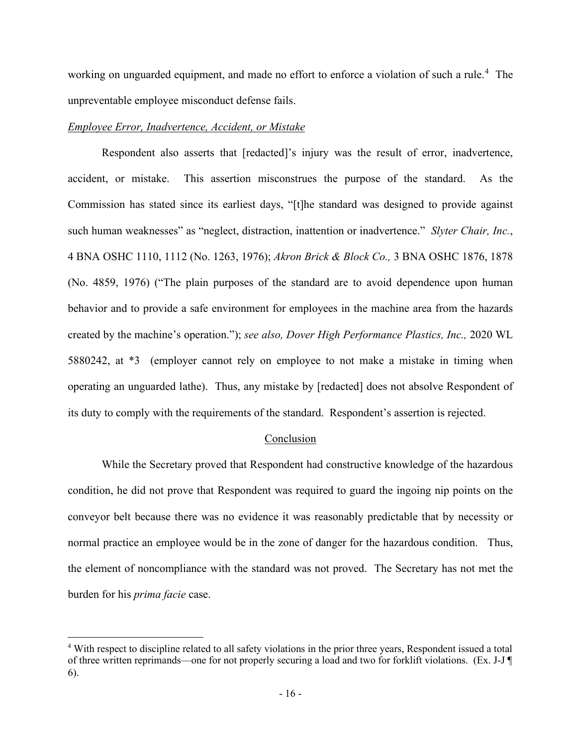working on unguarded equipment, and made no effort to enforce a violation of such a rule.[4] The unpreventable employee misconduct defense fails.

*Employee Error, Inadvertence, Accident, or Mistake*

Respondent also asserts that [redacted]'s injury was the result of error, inadvertence, accident, or mistake. This assertion misconstrues the purpose of the standard. As the Commission has stated since its earliest days, "[t]he standard was designed to provide against such human weaknesses" as "neglect, distraction, inattention or inadvertence." *Slyter Chair, Inc.*, 4 BNA OSHC 1110, 1112 (No. 1263, 1976); *Akron Brick & Block Co.,* 3 BNA OSHC 1876, 1878 (No. 4859, 1976) ("The plain purposes of the standard are to avoid dependence upon human behavior and to provide a safe environment for employees in the machine area from the hazards created by the machine's operation."); *see also, Dover High Performance Plastics, Inc.,* 2020 WL 5880242, at *3 (employer cannot rely on employee to not make a mistake in timing when operating an unguarded lathe). Thus, any mistake by [redacted] does not absolve Respondent of its duty to comply with the requirements of the standard. Respondent's assertion is rejected.

## Conclusion

While the Secretary proved that Respondent had constructive knowledge of the hazardous condition, he did not prove that Respondent was required to guard the ingoing nip points on the conveyor belt because there was no evidence it was reasonably predictable that by necessity or normal practice an employee would be in the zone of danger for the hazardous condition. Thus, the element of noncompliance with the standard was not proved. The Secretary has not met the burden for his *prima facie* case.

[4] With respect to discipline related to all safety violations in the prior three years, Respondent issued a total of three written reprimands—one for not properly securing a load and two for forklift violations. (Ex. J-J ¶ 6).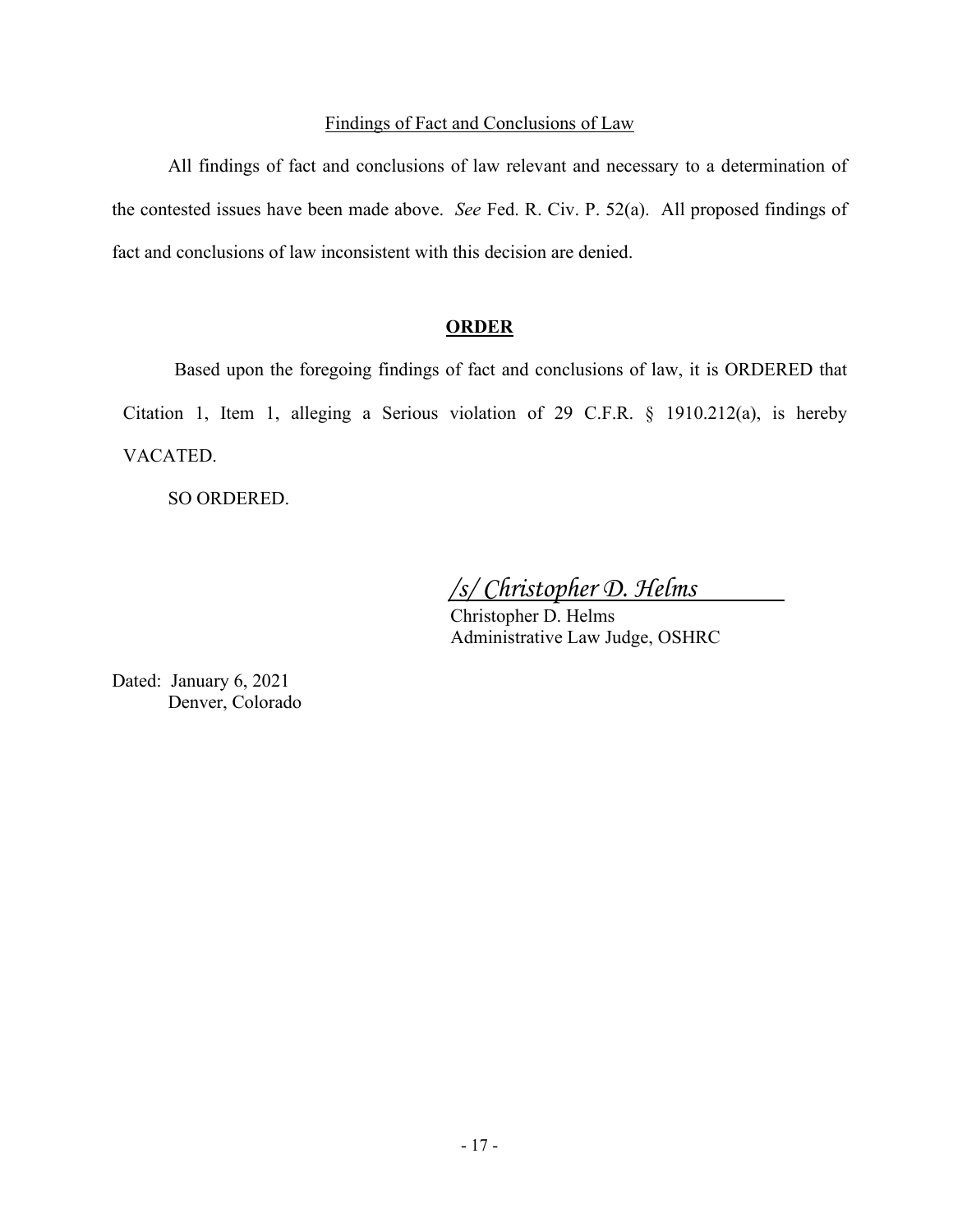Findings of Fact and Conclusions of Law

All findings of fact and conclusions of law relevant and necessary to a determination of the contested issues have been made above. *See* Fed. R. Civ. P. 52(a). All proposed findings of fact and conclusions of law inconsistent with this decision are denied.

**ORDER**

Based upon the foregoing findings of fact and conclusions of law, it is ORDERED that Citation 1, Item 1, alleging a Serious violation of 29 C.F.R. § 1910.212(a), is hereby VACATED.

SO ORDERED.

*/s/ Christopher D. Helms*
Christopher D. Helms
Administrative Law Judge, OSHRC

Dated: January 6, 2021
Denver, Colorado